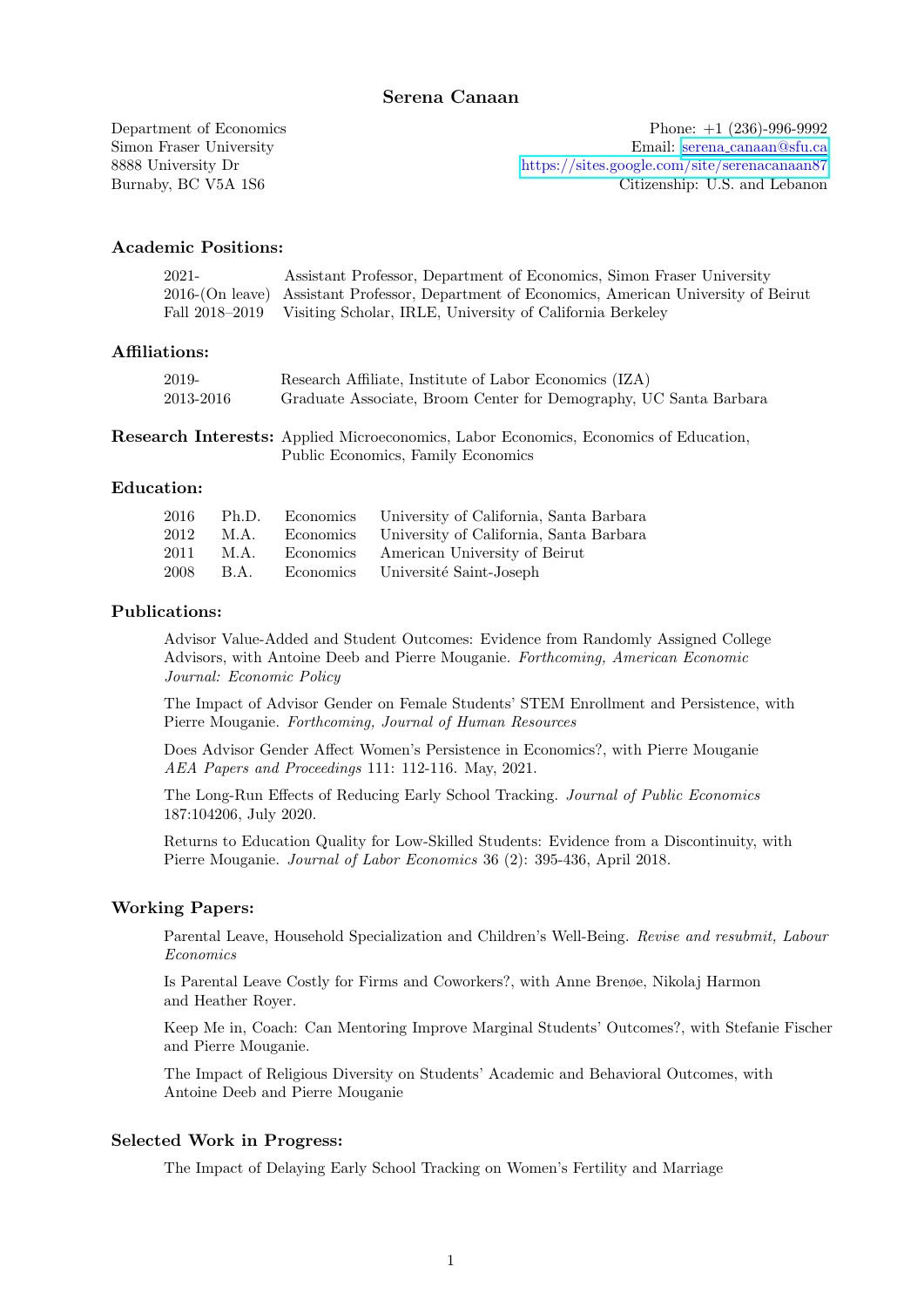# Serena Canaan

Department of Economics
Simon Fraser University
8888 University Dr
Burnaby, BC V5A 1S6

Phone: +1 (236)-996-9992
Email: serena_canaan@sfu.ca
https://sites.google.com/site/serenacanaan87
Citizenship: U.S. and Lebanon

## Academic Positions:

| | |
|---|---|
| 2021- | Assistant Professor, Department of Economics, Simon Fraser University |
| 2016-(On leave) | Assistant Professor, Department of Economics, American University of Beirut |
| Fall 2018–2019 | Visiting Scholar, IRLE, University of California Berkeley |

## Affiliations:

| | |
|---|---|
| 2019- | Research Affiliate, Institute of Labor Economics (IZA) |
| 2013-2016 | Graduate Associate, Broom Center for Demography, UC Santa Barbara |

**Research Interests:** Applied Microeconomics, Labor Economics, Economics of Education, Public Economics, Family Economics

## Education:

| | | | |
|---|---|---|---|
| 2016 | Ph.D. | Economics | University of California, Santa Barbara |
| 2012 | M.A. | Economics | University of California, Santa Barbara |
| 2011 | M.A. | Economics | American University of Beirut |
| 2008 | B.A. | Economics | Université Saint-Joseph |

## Publications:

Advisor Value-Added and Student Outcomes: Evidence from Randomly Assigned College Advisors, with Antoine Deeb and Pierre Mouganie. *Forthcoming, American Economic Journal: Economic Policy*

The Impact of Advisor Gender on Female Students' STEM Enrollment and Persistence, with Pierre Mouganie. *Forthcoming, Journal of Human Resources*

Does Advisor Gender Affect Women's Persistence in Economics?, with Pierre Mouganie *AEA Papers and Proceedings* 111: 112-116. May, 2021.

The Long-Run Effects of Reducing Early School Tracking. *Journal of Public Economics* 187:104206, July 2020.

Returns to Education Quality for Low-Skilled Students: Evidence from a Discontinuity, with Pierre Mouganie. *Journal of Labor Economics* 36 (2): 395-436, April 2018.

## Working Papers:

Parental Leave, Household Specialization and Children's Well-Being. *Revise and resubmit, Labour Economics*

Is Parental Leave Costly for Firms and Coworkers?, with Anne Brenøe, Nikolaj Harmon and Heather Royer.

Keep Me in, Coach: Can Mentoring Improve Marginal Students' Outcomes?, with Stefanie Fischer and Pierre Mouganie.

The Impact of Religious Diversity on Students' Academic and Behavioral Outcomes, with Antoine Deeb and Pierre Mouganie

## Selected Work in Progress:

The Impact of Delaying Early School Tracking on Women's Fertility and Marriage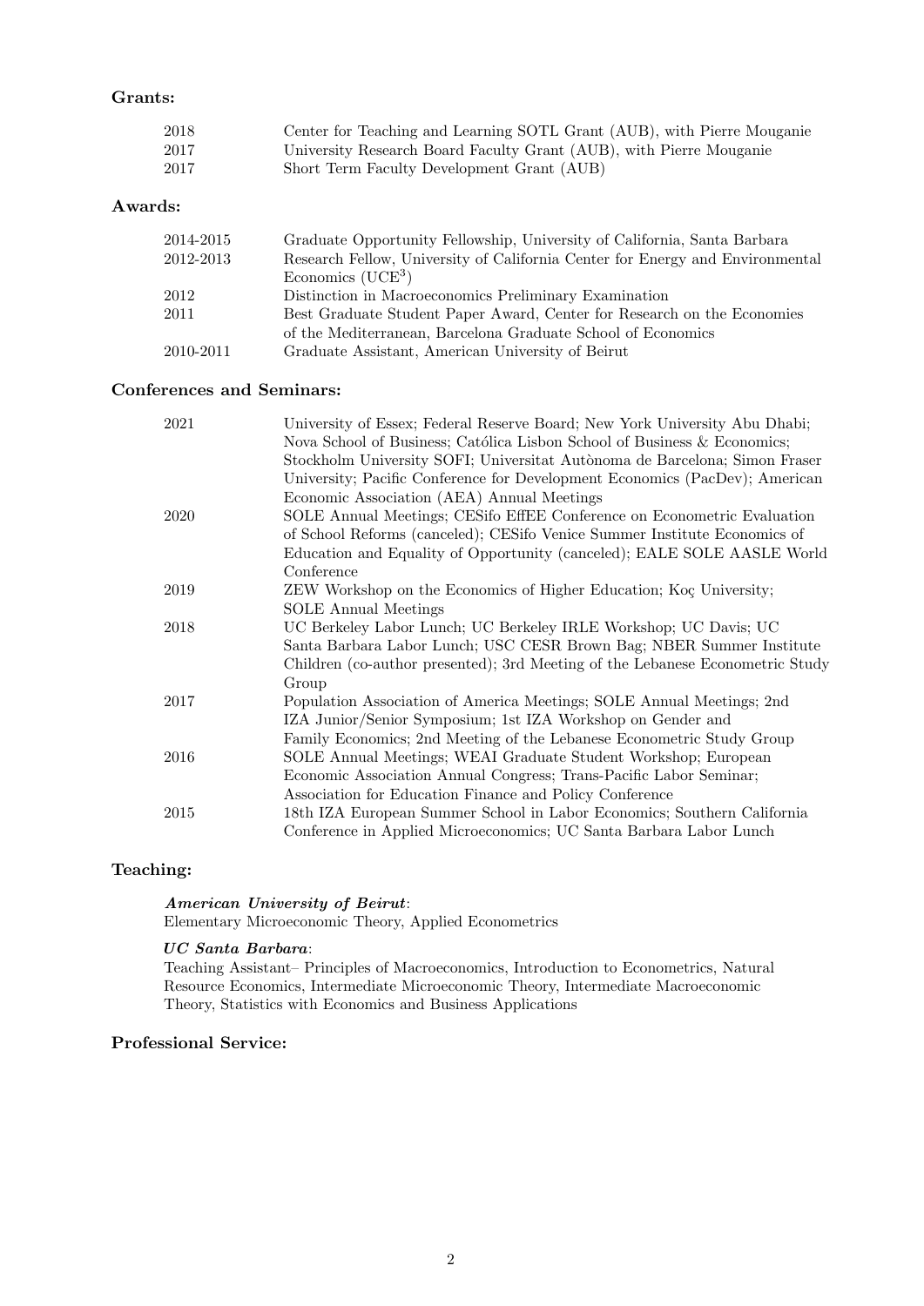## Grants:

| | |
|---|---|
| 2018 | Center for Teaching and Learning SOTL Grant (AUB), with Pierre Mouganie |
| 2017 | University Research Board Faculty Grant (AUB), with Pierre Mouganie |
| 2017 | Short Term Faculty Development Grant (AUB) |

## Awards:

| | |
|---|---|
| 2014-2015 | Graduate Opportunity Fellowship, University of California, Santa Barbara |
| 2012-2013 | Research Fellow, University of California Center for Energy and Environmental Economics (UCE$^3$) |
| 2012 | Distinction in Macroeconomics Preliminary Examination |
| 2011 | Best Graduate Student Paper Award, Center for Research on the Economies of the Mediterranean, Barcelona Graduate School of Economics |
| 2010-2011 | Graduate Assistant, American University of Beirut |

## Conferences and Seminars:

| | |
|---|---|
| 2021 | University of Essex; Federal Reserve Board; New York University Abu Dhabi; Nova School of Business; Católica Lisbon School of Business & Economics; Stockholm University SOFI; Universitat Autònoma de Barcelona; Simon Fraser University; Pacific Conference for Development Economics (PacDev); American Economic Association (AEA) Annual Meetings |
| 2020 | SOLE Annual Meetings; CESifo EffEE Conference on Econometric Evaluation of School Reforms (canceled); CESifo Venice Summer Institute Economics of Education and Equality of Opportunity (canceled); EALE SOLE AASLE World Conference |
| 2019 | ZEW Workshop on the Economics of Higher Education; Koç University; SOLE Annual Meetings |
| 2018 | UC Berkeley Labor Lunch; UC Berkeley IRLE Workshop; UC Davis; UC Santa Barbara Labor Lunch; USC CESR Brown Bag; NBER Summer Institute Children (co-author presented); 3rd Meeting of the Lebanese Econometric Study Group |
| 2017 | Population Association of America Meetings; SOLE Annual Meetings; 2nd IZA Junior/Senior Symposium; 1st IZA Workshop on Gender and Family Economics; 2nd Meeting of the Lebanese Econometric Study Group |
| 2016 | SOLE Annual Meetings; WEAI Graduate Student Workshop; European Economic Association Annual Congress; Trans-Pacific Labor Seminar; Association for Education Finance and Policy Conference |
| 2015 | 18th IZA European Summer School in Labor Economics; Southern California Conference in Applied Microeconomics; UC Santa Barbara Labor Lunch |

## Teaching:

***American University of Beirut***:
Elementary Microeconomic Theory, Applied Econometrics

***UC Santa Barbara***:
Teaching Assistant– Principles of Macroeconomics, Introduction to Econometrics, Natural Resource Economics, Intermediate Microeconomic Theory, Intermediate Macroeconomic Theory, Statistics with Economics and Business Applications

## Professional Service: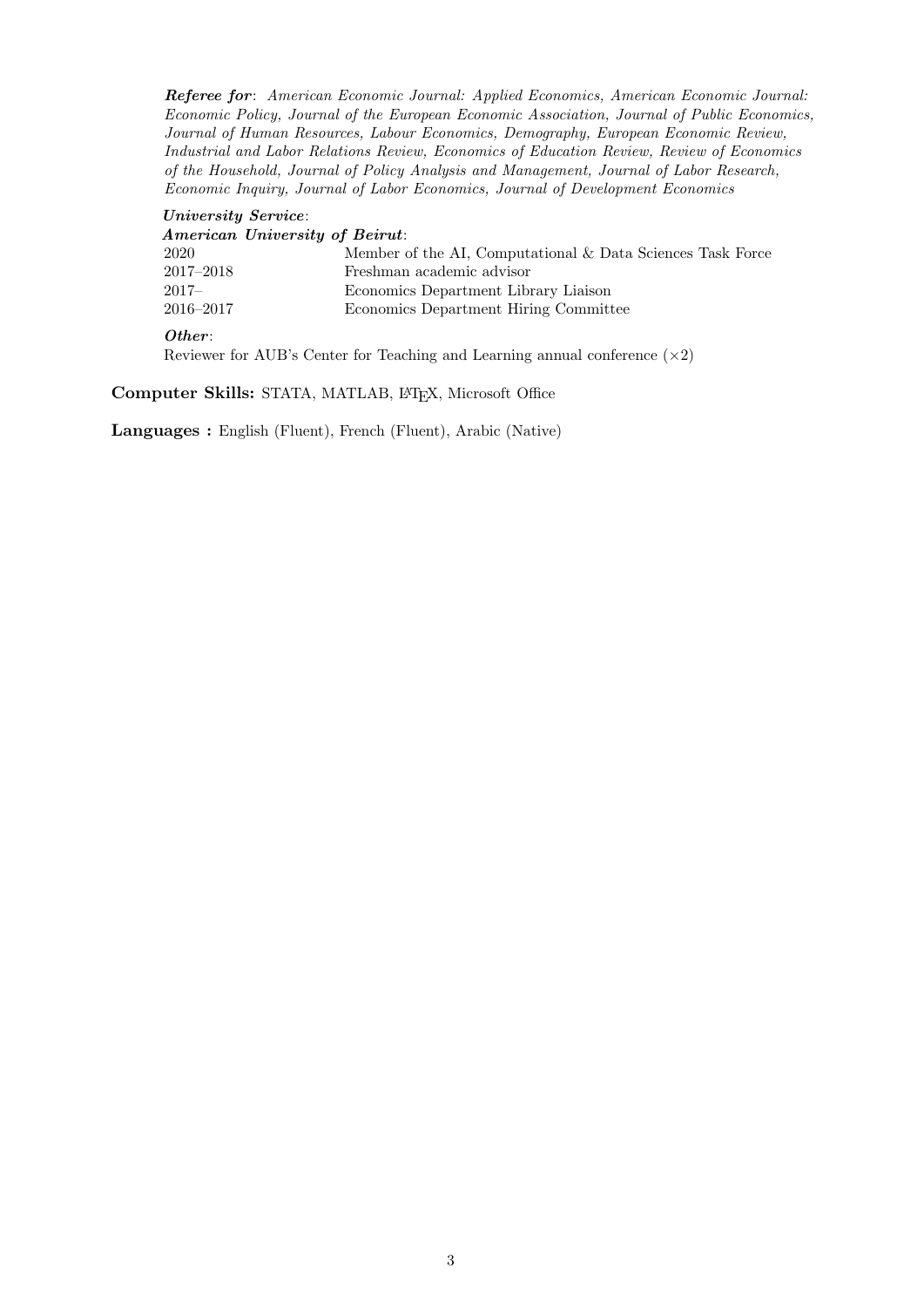***Referee for***: *American Economic Journal: Applied Economics, American Economic Journal: Economic Policy, Journal of the European Economic Association, Journal of Public Economics, Journal of Human Resources, Labour Economics, Demography, European Economic Review, Industrial and Labor Relations Review, Economics of Education Review, Review of Economics of the Household, Journal of Policy Analysis and Management, Journal of Labor Research, Economic Inquiry, Journal of Labor Economics, Journal of Development Economics*

***University Service***:

***American University of Beirut***:

| | |
|---|---|
| 2020 | Member of the AI, Computational & Data Sciences Task Force |
| 2017–2018 | Freshman academic advisor |
| 2017– | Economics Department Library Liaison |
| 2016–2017 | Economics Department Hiring Committee |

***Other***:

Reviewer for AUB's Center for Teaching and Learning annual conference ($\times 2$)

**Computer Skills:** STATA, MATLAB, LaTeX, Microsoft Office

**Languages :** English (Fluent), French (Fluent), Arabic (Native)